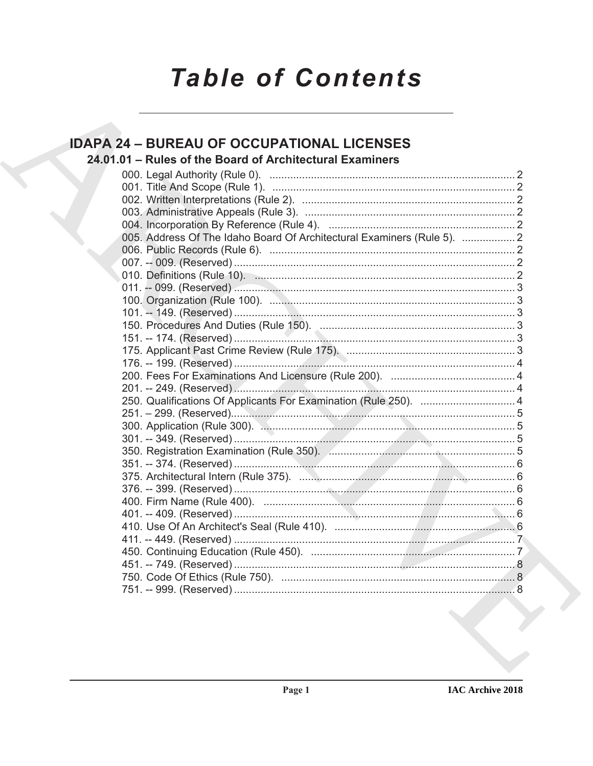# Table of Contents

## IDAPA 24 – BUREAU OF OCCUPATIONAL LICENSES

### 24.01.01 – Rules of the Board of Architectural Examiners

000. Legal Authority (Rule 0). .......... 2
001. Title And Scope (Rule 1). .......... 2
002. Written Interpretations (Rule 2). .......... 2
003. Administrative Appeals (Rule 3). .......... 2
004. Incorporation By Reference (Rule 4). .......... 2
005. Address Of The Idaho Board Of Architectural Examiners (Rule 5). .......... 2
006. Public Records (Rule 6). .......... 2
007. -- 009. (Reserved) .......... 2
010. Definitions (Rule 10). .......... 2
011. -- 099. (Reserved) .......... 3
100. Organization (Rule 100). .......... 3
101. -- 149. (Reserved) .......... 3
150. Procedures And Duties (Rule 150). .......... 3
151. -- 174. (Reserved) .......... 3
175. Applicant Past Crime Review (Rule 175). .......... 3
176. -- 199. (Reserved) .......... 4
200. Fees For Examinations And Licensure (Rule 200). .......... 4
201. -- 249. (Reserved) .......... 4
250. Qualifications Of Applicants For Examination (Rule 250). .......... 4
251. – 299. (Reserved) .......... 5
300. Application (Rule 300). .......... 5
301. -- 349. (Reserved) .......... 5
350. Registration Examination (Rule 350). .......... 5
351. -- 374. (Reserved) .......... 6
375. Architectural Intern (Rule 375). .......... 6
376. -- 399. (Reserved) .......... 6
400. Firm Name (Rule 400). .......... 6
401. -- 409. (Reserved) .......... 6
410. Use Of An Architect's Seal (Rule 410). .......... 6
411. -- 449. (Reserved) .......... 7
450. Continuing Education (Rule 450). .......... 7
451. -- 749. (Reserved) .......... 8
750. Code Of Ethics (Rule 750). .......... 8
751. -- 999. (Reserved) .......... 8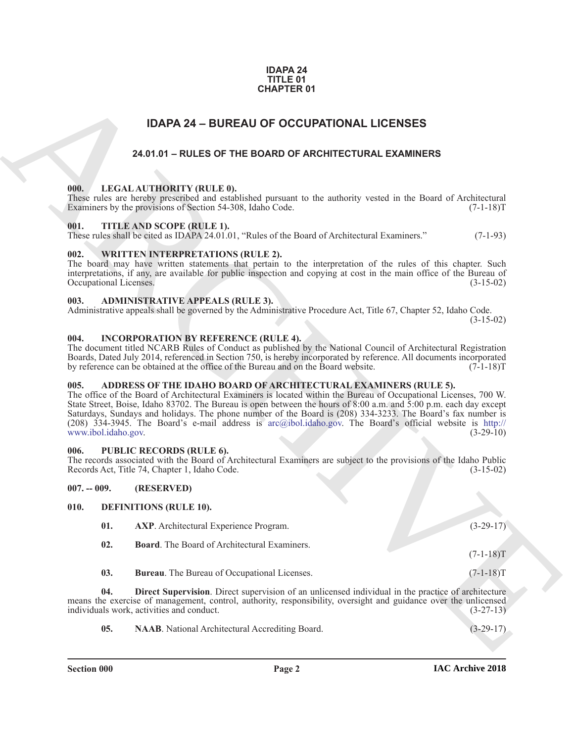**IDAPA 24**
**TITLE 01**
**CHAPTER 01**

# IDAPA 24 – BUREAU OF OCCUPATIONAL LICENSES

## 24.01.01 – RULES OF THE BOARD OF ARCHITECTURAL EXAMINERS

### 000. LEGAL AUTHORITY (RULE 0).

These rules are hereby prescribed and established pursuant to the authority vested in the Board of Architectural Examiners by the provisions of Section 54-308, Idaho Code. (7-1-18)T

### 001. TITLE AND SCOPE (RULE 1).

These rules shall be cited as IDAPA 24.01.01, "Rules of the Board of Architectural Examiners." (7-1-93)

### 002. WRITTEN INTERPRETATIONS (RULE 2).

The board may have written statements that pertain to the interpretation of the rules of this chapter. Such interpretations, if any, are available for public inspection and copying at cost in the main office of the Bureau of Occupational Licenses. (3-15-02)

### 003. ADMINISTRATIVE APPEALS (RULE 3).

Administrative appeals shall be governed by the Administrative Procedure Act, Title 67, Chapter 52, Idaho Code. (3-15-02)

### 004. INCORPORATION BY REFERENCE (RULE 4).

The document titled NCARB Rules of Conduct as published by the National Council of Architectural Registration Boards, Dated July 2014, referenced in Section 750, is hereby incorporated by reference. All documents incorporated by reference can be obtained at the office of the Bureau and on the Board website. (7-1-18)T

### 005. ADDRESS OF THE IDAHO BOARD OF ARCHITECTURAL EXAMINERS (RULE 5).

The office of the Board of Architectural Examiners is located within the Bureau of Occupational Licenses, 700 W. State Street, Boise, Idaho 83702. The Bureau is open between the hours of 8:00 a.m. and 5:00 p.m. each day except Saturdays, Sundays and holidays. The phone number of the Board is (208) 334-3233. The Board's fax number is (208) 334-3945. The Board's e-mail address is arc@ibol.idaho.gov. The Board's official website is http://www.ibol.idaho.gov. (3-29-10)

### 006. PUBLIC RECORDS (RULE 6).

The records associated with the Board of Architectural Examiners are subject to the provisions of the Idaho Public Records Act, Title 74, Chapter 1, Idaho Code. (3-15-02)

### 007. -- 009. (RESERVED)

### 010. DEFINITIONS (RULE 10).

**01. AXP**. Architectural Experience Program. (3-29-17)

**02. Board**. The Board of Architectural Examiners. (7-1-18)T

**03. Bureau**. The Bureau of Occupational Licenses. (7-1-18)T

**04. Direct Supervision**. Direct supervision of an unlicensed individual in the practice of architecture means the exercise of management, control, authority, responsibility, oversight and guidance over the unlicensed individuals work, activities and conduct. (3-27-13)

**05. NAAB**. National Architectural Accrediting Board. (3-29-17)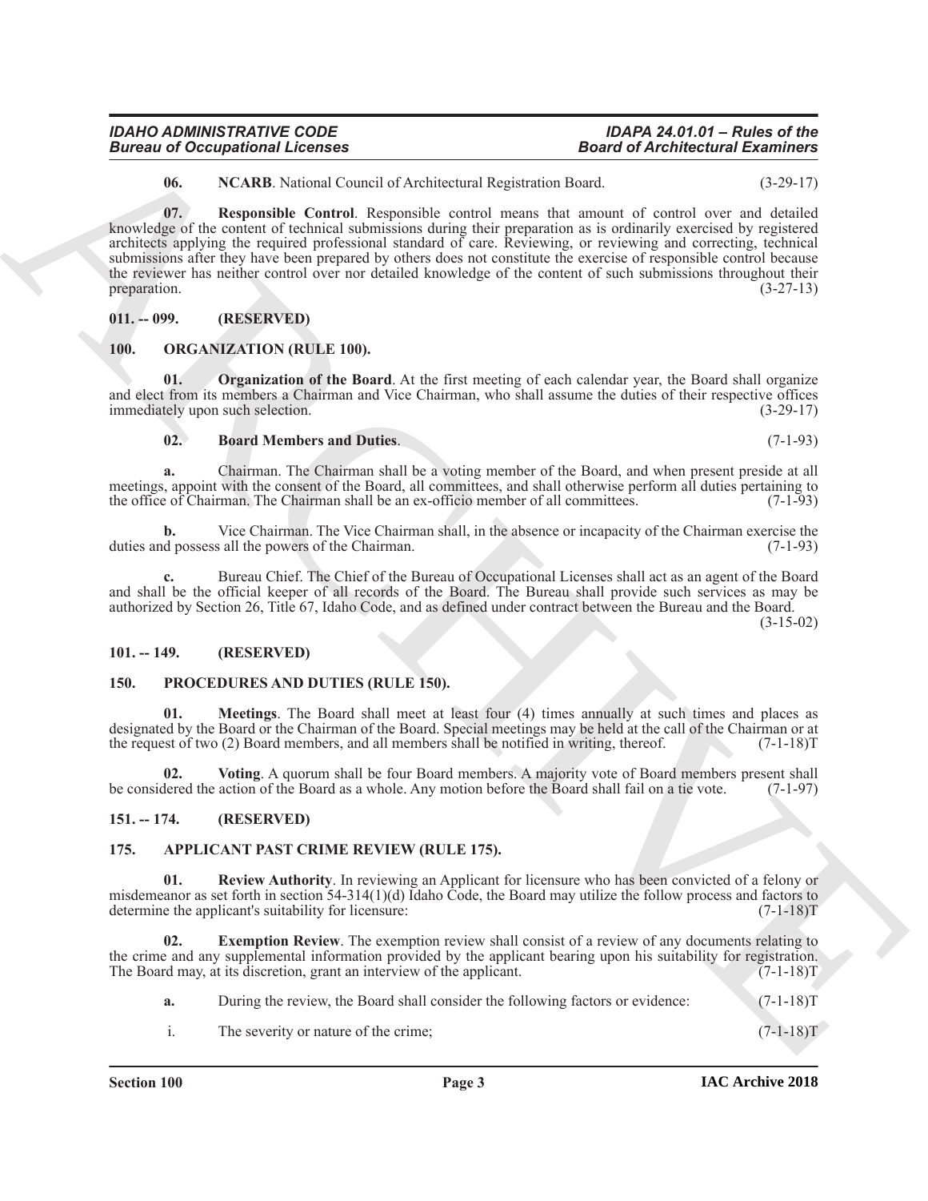**06. NCARB**. National Council of Architectural Registration Board. (3-29-17)

**07. Responsible Control**. Responsible control means that amount of control over and detailed knowledge of the content of technical submissions during their preparation as is ordinarily exercised by registered architects applying the required professional standard of care. Reviewing, or reviewing and correcting, technical submissions after they have been prepared by others does not constitute the exercise of responsible control because the reviewer has neither control over nor detailed knowledge of the content of such submissions throughout their preparation. (3-27-13)

## 011. -- 099. (RESERVED)

## 100. ORGANIZATION (RULE 100).

**01. Organization of the Board**. At the first meeting of each calendar year, the Board shall organize and elect from its members a Chairman and Vice Chairman, who shall assume the duties of their respective offices immediately upon such selection. (3-29-17)

**02. Board Members and Duties**. (7-1-93)

**a.** Chairman. The Chairman shall be a voting member of the Board, and when present preside at all meetings, appoint with the consent of the Board, all committees, and shall otherwise perform all duties pertaining to the office of Chairman. The Chairman shall be an ex-officio member of all committees. (7-1-93)

**b.** Vice Chairman. The Vice Chairman shall, in the absence or incapacity of the Chairman exercise the duties and possess all the powers of the Chairman. (7-1-93)

**c.** Bureau Chief. The Chief of the Bureau of Occupational Licenses shall act as an agent of the Board and shall be the official keeper of all records of the Board. The Bureau shall provide such services as may be authorized by Section 26, Title 67, Idaho Code, and as defined under contract between the Bureau and the Board. (3-15-02)

## 101. -- 149. (RESERVED)

## 150. PROCEDURES AND DUTIES (RULE 150).

**01. Meetings**. The Board shall meet at least four (4) times annually at such times and places as designated by the Board or the Chairman of the Board. Special meetings may be held at the call of the Chairman or at the request of two (2) Board members, and all members shall be notified in writing, thereof. (7-1-18)T

**02. Voting**. A quorum shall be four Board members. A majority vote of Board members present shall be considered the action of the Board as a whole. Any motion before the Board shall fail on a tie vote. (7-1-97)

## 151. -- 174. (RESERVED)

## 175. APPLICANT PAST CRIME REVIEW (RULE 175).

**01. Review Authority**. In reviewing an Applicant for licensure who has been convicted of a felony or misdemeanor as set forth in section 54-314(1)(d) Idaho Code, the Board may utilize the follow process and factors to determine the applicant's suitability for licensure: (7-1-18)T

**02. Exemption Review**. The exemption review shall consist of a review of any documents relating to the crime and any supplemental information provided by the applicant bearing upon his suitability for registration. The Board may, at its discretion, grant an interview of the applicant. (7-1-18)T

**a.** During the review, the Board shall consider the following factors or evidence: (7-1-18)T

i. The severity or nature of the crime; (7-1-18)T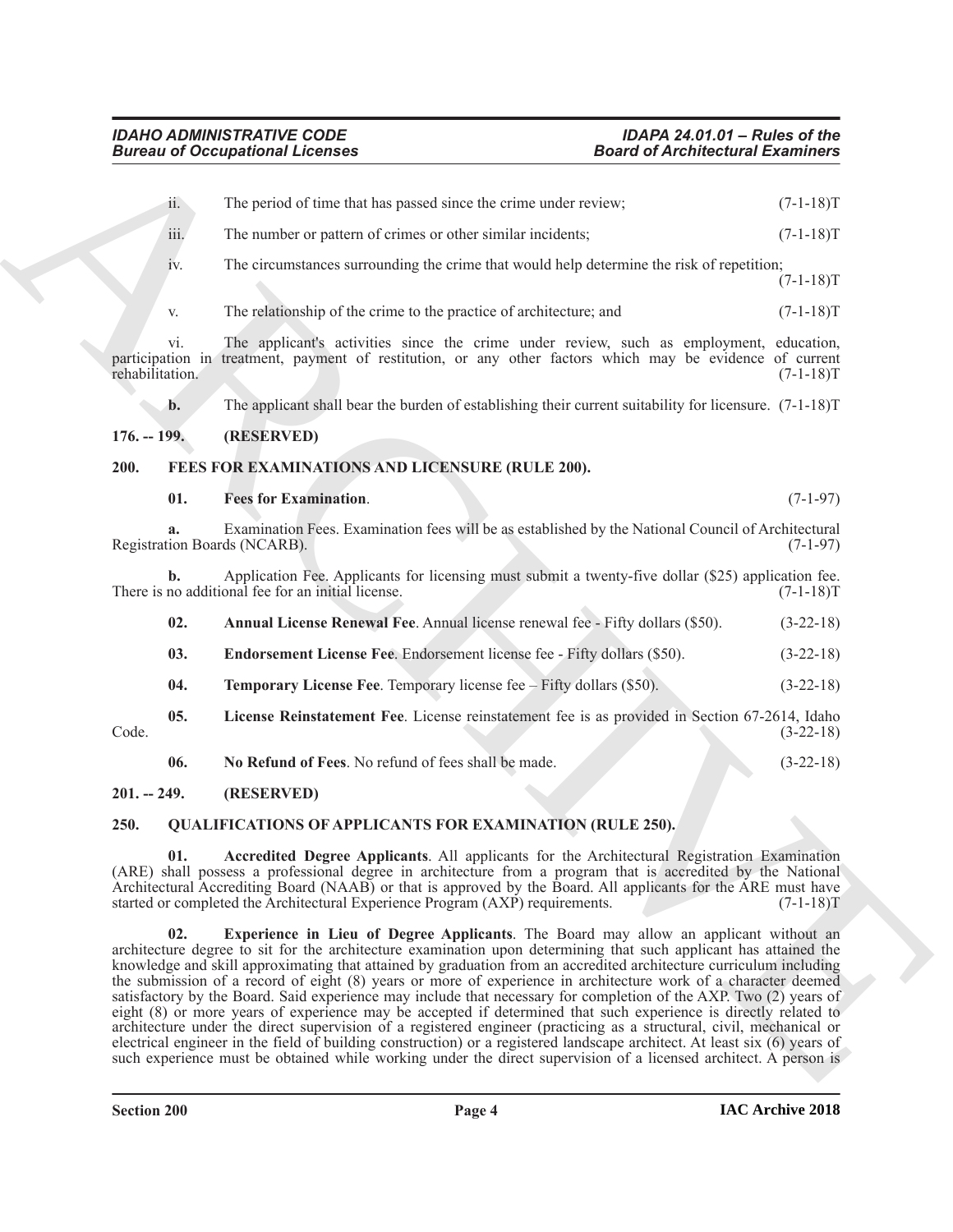ii. The period of time that has passed since the crime under review; (7-1-18)T

iii. The number or pattern of crimes or other similar incidents; (7-1-18)T

iv. The circumstances surrounding the crime that would help determine the risk of repetition; (7-1-18)T

v. The relationship of the crime to the practice of architecture; and (7-1-18)T

vi. The applicant's activities since the crime under review, such as employment, education, participation in treatment, payment of restitution, or any other factors which may be evidence of current rehabilitation. (7-1-18)T

**b.** The applicant shall bear the burden of establishing their current suitability for licensure. (7-1-18)T

**176. -- 199. (RESERVED)**

**200. FEES FOR EXAMINATIONS AND LICENSURE (RULE 200).**

**01. Fees for Examination**. (7-1-97)

**a.** Examination Fees. Examination fees will be as established by the National Council of Architectural Registration Boards (NCARB). (7-1-97)

**b.** Application Fee. Applicants for licensing must submit a twenty-five dollar ($25) application fee. There is no additional fee for an initial license. (7-1-18)T

**02. Annual License Renewal Fee**. Annual license renewal fee - Fifty dollars ($50). (3-22-18)

**03. Endorsement License Fee**. Endorsement license fee - Fifty dollars ($50). (3-22-18)

**04. Temporary License Fee**. Temporary license fee – Fifty dollars ($50). (3-22-18)

**05. License Reinstatement Fee**. License reinstatement fee is as provided in Section 67-2614, Idaho Code. (3-22-18)

**06. No Refund of Fees**. No refund of fees shall be made. (3-22-18)

**201. -- 249. (RESERVED)**

**250. QUALIFICATIONS OF APPLICANTS FOR EXAMINATION (RULE 250).**

**01. Accredited Degree Applicants**. All applicants for the Architectural Registration Examination (ARE) shall possess a professional degree in architecture from a program that is accredited by the National Architectural Accrediting Board (NAAB) or that is approved by the Board. All applicants for the ARE must have started or completed the Architectural Experience Program (AXP) requirements. (7-1-18)T

**02. Experience in Lieu of Degree Applicants**. The Board may allow an applicant without an architecture degree to sit for the architecture examination upon determining that such applicant has attained the knowledge and skill approximating that attained by graduation from an accredited architecture curriculum including the submission of a record of eight (8) years or more of experience in architecture work of a character deemed satisfactory by the Board. Said experience may include that necessary for completion of the AXP. Two (2) years of eight (8) or more years of experience may be accepted if determined that such experience is directly related to architecture under the direct supervision of a registered engineer (practicing as a structural, civil, mechanical or electrical engineer in the field of building construction) or a registered landscape architect. At least six (6) years of such experience must be obtained while working under the direct supervision of a licensed architect. A person is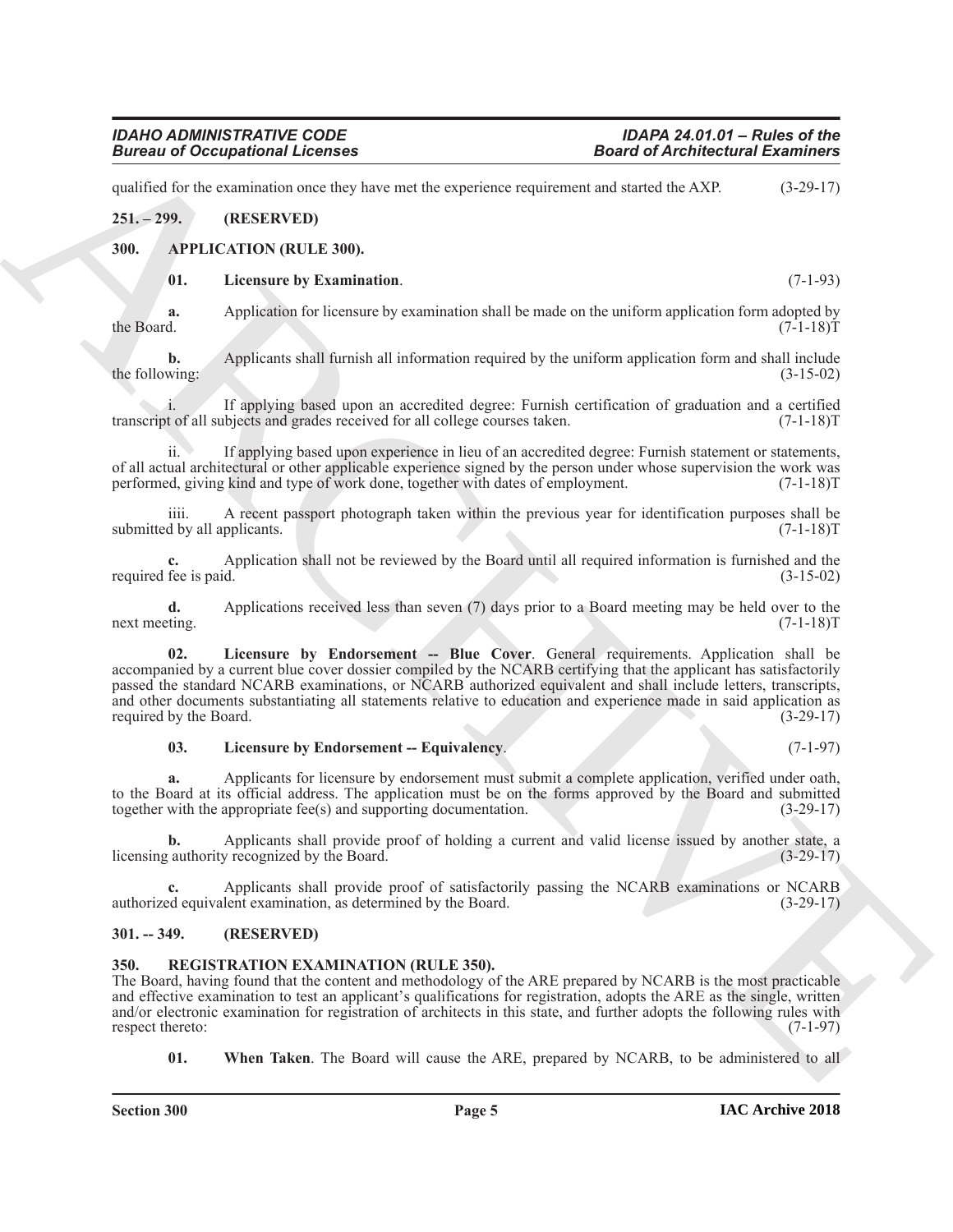qualified for the examination once they have met the experience requirement and started the AXP. (3-29-17)

## 251. – 299. (RESERVED)

## 300. APPLICATION (RULE 300).

**01. Licensure by Examination**. (7-1-93)

**a.** Application for licensure by examination shall be made on the uniform application form adopted by the Board. (7-1-18)T

**b.** Applicants shall furnish all information required by the uniform application form and shall include the following: (3-15-02)

i. If applying based upon an accredited degree: Furnish certification of graduation and a certified transcript of all subjects and grades received for all college courses taken. (7-1-18)T

ii. If applying based upon experience in lieu of an accredited degree: Furnish statement or statements, of all actual architectural or other applicable experience signed by the person under whose supervision the work was performed, giving kind and type of work done, together with dates of employment. (7-1-18)T

iiii. A recent passport photograph taken within the previous year for identification purposes shall be submitted by all applicants. (7-1-18)T

**c.** Application shall not be reviewed by the Board until all required information is furnished and the required fee is paid. (3-15-02)

**d.** Applications received less than seven (7) days prior to a Board meeting may be held over to the next meeting. (7-1-18)T

**02. Licensure by Endorsement -- Blue Cover**. General requirements. Application shall be accompanied by a current blue cover dossier compiled by the NCARB certifying that the applicant has satisfactorily passed the standard NCARB examinations, or NCARB authorized equivalent and shall include letters, transcripts, and other documents substantiating all statements relative to education and experience made in said application as required by the Board. (3-29-17)

**03. Licensure by Endorsement -- Equivalency**. (7-1-97)

**a.** Applicants for licensure by endorsement must submit a complete application, verified under oath, to the Board at its official address. The application must be on the forms approved by the Board and submitted together with the appropriate fee(s) and supporting documentation. (3-29-17)

**b.** Applicants shall provide proof of holding a current and valid license issued by another state, a licensing authority recognized by the Board. (3-29-17)

**c.** Applicants shall provide proof of satisfactorily passing the NCARB examinations or NCARB authorized equivalent examination, as determined by the Board. (3-29-17)

## 301. -- 349. (RESERVED)

## 350. REGISTRATION EXAMINATION (RULE 350).

The Board, having found that the content and methodology of the ARE prepared by NCARB is the most practicable and effective examination to test an applicant's qualifications for registration, adopts the ARE as the single, written and/or electronic examination for registration of architects in this state, and further adopts the following rules with respect thereto: (7-1-97)

**01. When Taken**. The Board will cause the ARE, prepared by NCARB, to be administered to all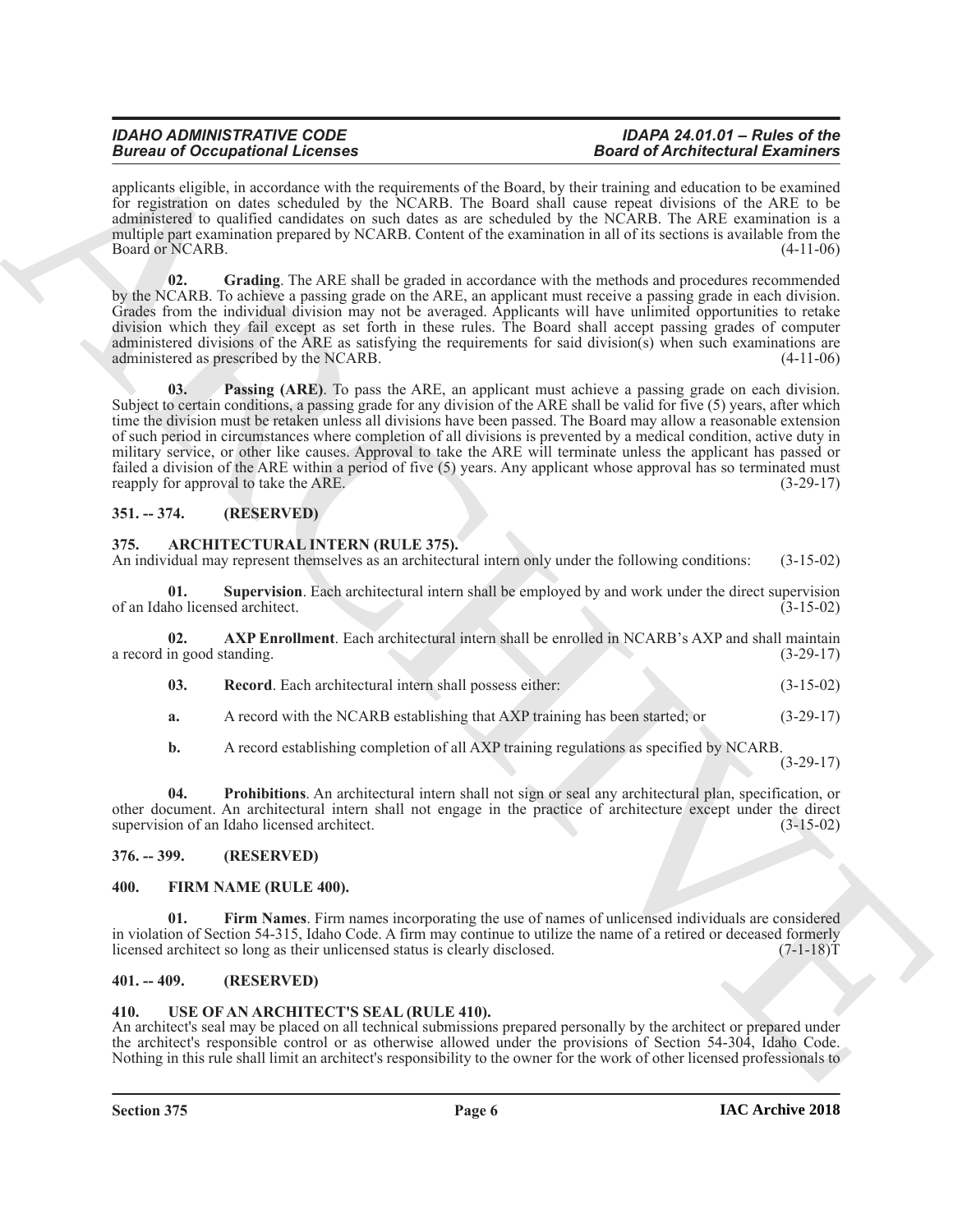applicants eligible, in accordance with the requirements of the Board, by their training and education to be examined for registration on dates scheduled by the NCARB. The Board shall cause repeat divisions of the ARE to be administered to qualified candidates on such dates as are scheduled by the NCARB. The ARE examination is a multiple part examination prepared by NCARB. Content of the examination in all of its sections is available from the Board or NCARB. (4-11-06)

**02. Grading**. The ARE shall be graded in accordance with the methods and procedures recommended by the NCARB. To achieve a passing grade on the ARE, an applicant must receive a passing grade in each division. Grades from the individual division may not be averaged. Applicants will have unlimited opportunities to retake division which they fail except as set forth in these rules. The Board shall accept passing grades of computer administered divisions of the ARE as satisfying the requirements for said division(s) when such examinations are administered as prescribed by the NCARB. (4-11-06)

**03. Passing (ARE)**. To pass the ARE, an applicant must achieve a passing grade on each division. Subject to certain conditions, a passing grade for any division of the ARE shall be valid for five (5) years, after which time the division must be retaken unless all divisions have been passed. The Board may allow a reasonable extension of such period in circumstances where completion of all divisions is prevented by a medical condition, active duty in military service, or other like causes. Approval to take the ARE will terminate unless the applicant has passed or failed a division of the ARE within a period of five (5) years. Any applicant whose approval has so terminated must reapply for approval to take the ARE. (3-29-17)

## 351. -- 374. (RESERVED)

## 375. ARCHITECTURAL INTERN (RULE 375).

An individual may represent themselves as an architectural intern only under the following conditions: (3-15-02)

**01. Supervision**. Each architectural intern shall be employed by and work under the direct supervision of an Idaho licensed architect. (3-15-02)

**02. AXP Enrollment**. Each architectural intern shall be enrolled in NCARB's AXP and shall maintain a record in good standing. (3-29-17)

**03. Record**. Each architectural intern shall possess either: (3-15-02)

**a.** A record with the NCARB establishing that AXP training has been started; or (3-29-17)

**b.** A record establishing completion of all AXP training regulations as specified by NCARB. (3-29-17)

**04. Prohibitions**. An architectural intern shall not sign or seal any architectural plan, specification, or other document. An architectural intern shall not engage in the practice of architecture except under the direct supervision of an Idaho licensed architect. (3-15-02)

## 376. -- 399. (RESERVED)

## 400. FIRM NAME (RULE 400).

**01. Firm Names**. Firm names incorporating the use of names of unlicensed individuals are considered in violation of Section 54-315, Idaho Code. A firm may continue to utilize the name of a retired or deceased formerly licensed architect so long as their unlicensed status is clearly disclosed. (7-1-18)T

## 401. -- 409. (RESERVED)

## 410. USE OF AN ARCHITECT'S SEAL (RULE 410).

An architect's seal may be placed on all technical submissions prepared personally by the architect or prepared under the architect's responsible control or as otherwise allowed under the provisions of Section 54-304, Idaho Code. Nothing in this rule shall limit an architect's responsibility to the owner for the work of other licensed professionals to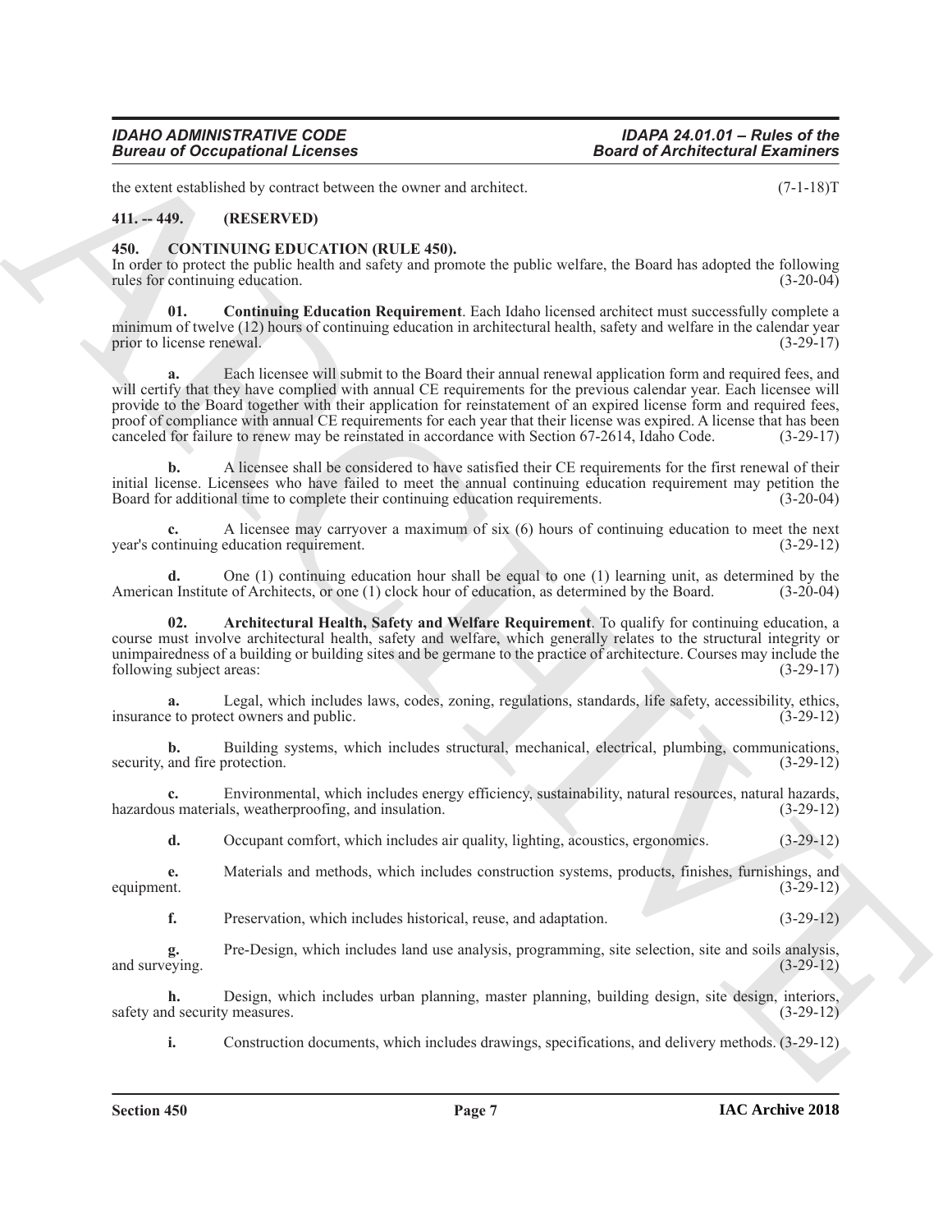the extent established by contract between the owner and architect. (7-1-18)T

## 411. -- 449. (RESERVED)

## 450. CONTINUING EDUCATION (RULE 450).

In order to protect the public health and safety and promote the public welfare, the Board has adopted the following rules for continuing education. (3-20-04)

**01. Continuing Education Requirement**. Each Idaho licensed architect must successfully complete a minimum of twelve (12) hours of continuing education in architectural health, safety and welfare in the calendar year prior to license renewal. (3-29-17)

**a.** Each licensee will submit to the Board their annual renewal application form and required fees, and will certify that they have complied with annual CE requirements for the previous calendar year. Each licensee will provide to the Board together with their application for reinstatement of an expired license form and required fees, proof of compliance with annual CE requirements for each year that their license was expired. A license that has been canceled for failure to renew may be reinstated in accordance with Section 67-2614, Idaho Code. (3-29-17)

**b.** A licensee shall be considered to have satisfied their CE requirements for the first renewal of their initial license. Licensees who have failed to meet the annual continuing education requirement may petition the Board for additional time to complete their continuing education requirements. (3-20-04)

**c.** A licensee may carryover a maximum of six (6) hours of continuing education to meet the next year's continuing education requirement. (3-29-12)

**d.** One (1) continuing education hour shall be equal to one (1) learning unit, as determined by the American Institute of Architects, or one (1) clock hour of education, as determined by the Board. (3-20-04)

**02. Architectural Health, Safety and Welfare Requirement**. To qualify for continuing education, a course must involve architectural health, safety and welfare, which generally relates to the structural integrity or unimpairedness of a building or building sites and be germane to the practice of architecture. Courses may include the following subject areas: (3-29-17)

**a.** Legal, which includes laws, codes, zoning, regulations, standards, life safety, accessibility, ethics, insurance to protect owners and public. (3-29-12)

**b.** Building systems, which includes structural, mechanical, electrical, plumbing, communications, security, and fire protection. (3-29-12)

**c.** Environmental, which includes energy efficiency, sustainability, natural resources, natural hazards, hazardous materials, weatherproofing, and insulation. (3-29-12)

**d.** Occupant comfort, which includes air quality, lighting, acoustics, ergonomics. (3-29-12)

**e.** Materials and methods, which includes construction systems, products, finishes, furnishings, and equipment. (3-29-12)

**f.** Preservation, which includes historical, reuse, and adaptation. (3-29-12)

**g.** Pre-Design, which includes land use analysis, programming, site selection, site and soils analysis, and surveying. (3-29-12)

**h.** Design, which includes urban planning, master planning, building design, site design, interiors, safety and security measures. (3-29-12)

**i.** Construction documents, which includes drawings, specifications, and delivery methods. (3-29-12)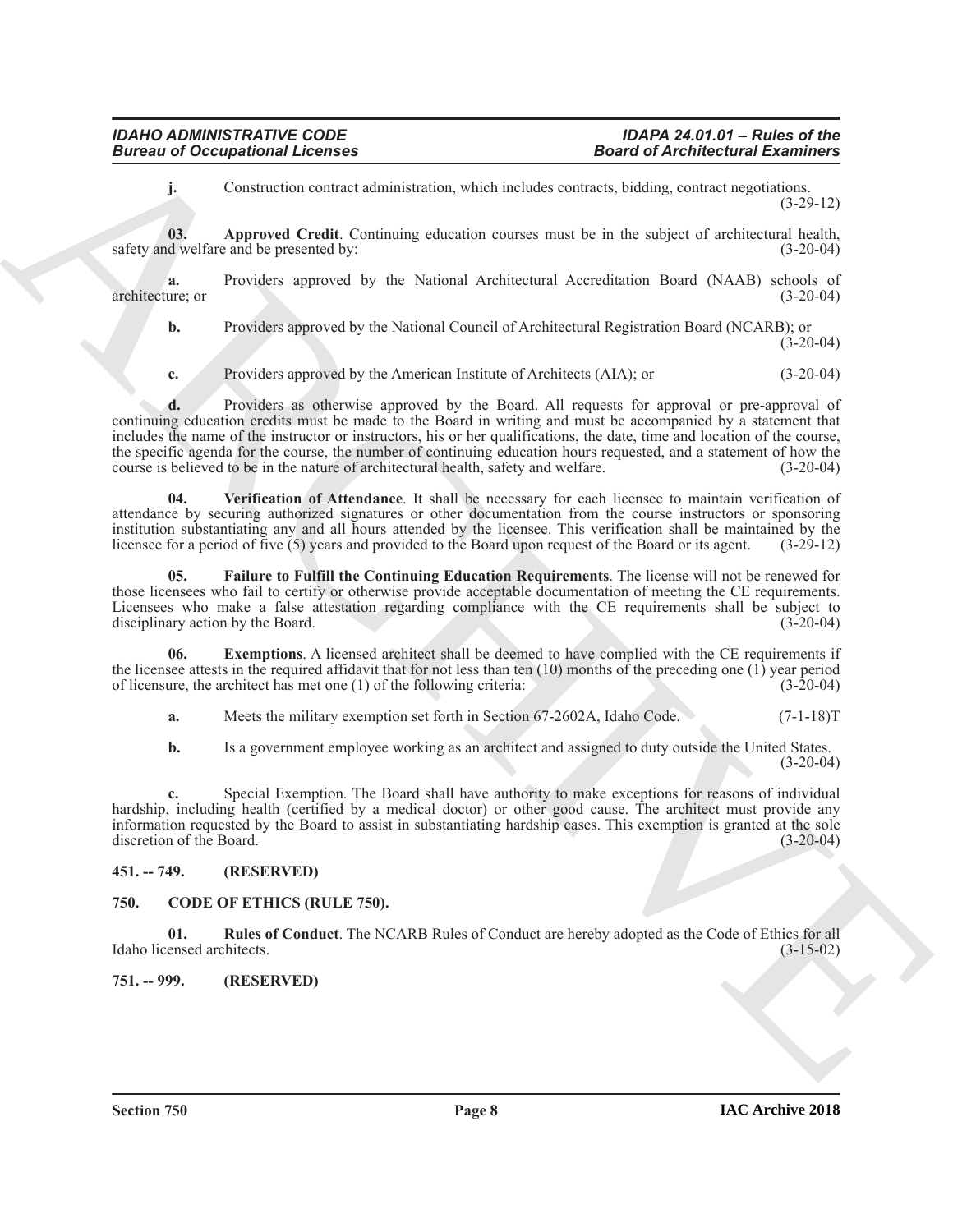**j.** Construction contract administration, which includes contracts, bidding, contract negotiations. (3-29-12)

**03. Approved Credit**. Continuing education courses must be in the subject of architectural health, safety and welfare and be presented by: (3-20-04)

**a.** Providers approved by the National Architectural Accreditation Board (NAAB) schools of architecture; or (3-20-04)

**b.** Providers approved by the National Council of Architectural Registration Board (NCARB); or (3-20-04)

**c.** Providers approved by the American Institute of Architects (AIA); or (3-20-04)

**d.** Providers as otherwise approved by the Board. All requests for approval or pre-approval of continuing education credits must be made to the Board in writing and must be accompanied by a statement that includes the name of the instructor or instructors, his or her qualifications, the date, time and location of the course, the specific agenda for the course, the number of continuing education hours requested, and a statement of how the course is believed to be in the nature of architectural health, safety and welfare. (3-20-04)

**04. Verification of Attendance**. It shall be necessary for each licensee to maintain verification of attendance by securing authorized signatures or other documentation from the course instructors or sponsoring institution substantiating any and all hours attended by the licensee. This verification shall be maintained by the licensee for a period of five (5) years and provided to the Board upon request of the Board or its agent. (3-29-12)

**05. Failure to Fulfill the Continuing Education Requirements**. The license will not be renewed for those licensees who fail to certify or otherwise provide acceptable documentation of meeting the CE requirements. Licensees who make a false attestation regarding compliance with the CE requirements shall be subject to disciplinary action by the Board. (3-20-04)

**06. Exemptions**. A licensed architect shall be deemed to have complied with the CE requirements if the licensee attests in the required affidavit that for not less than ten (10) months of the preceding one (1) year period of licensure, the architect has met one (1) of the following criteria: (3-20-04)

**a.** Meets the military exemption set forth in Section 67-2602A, Idaho Code. (7-1-18)T

**b.** Is a government employee working as an architect and assigned to duty outside the United States. (3-20-04)

**c.** Special Exemption. The Board shall have authority to make exceptions for reasons of individual hardship, including health (certified by a medical doctor) or other good cause. The architect must provide any information requested by the Board to assist in substantiating hardship cases. This exemption is granted at the sole discretion of the Board. (3-20-04)

## 451. -- 749. (RESERVED)

## 750. CODE OF ETHICS (RULE 750).

**01. Rules of Conduct**. The NCARB Rules of Conduct are hereby adopted as the Code of Ethics for all Idaho licensed architects. (3-15-02)

## 751. -- 999. (RESERVED)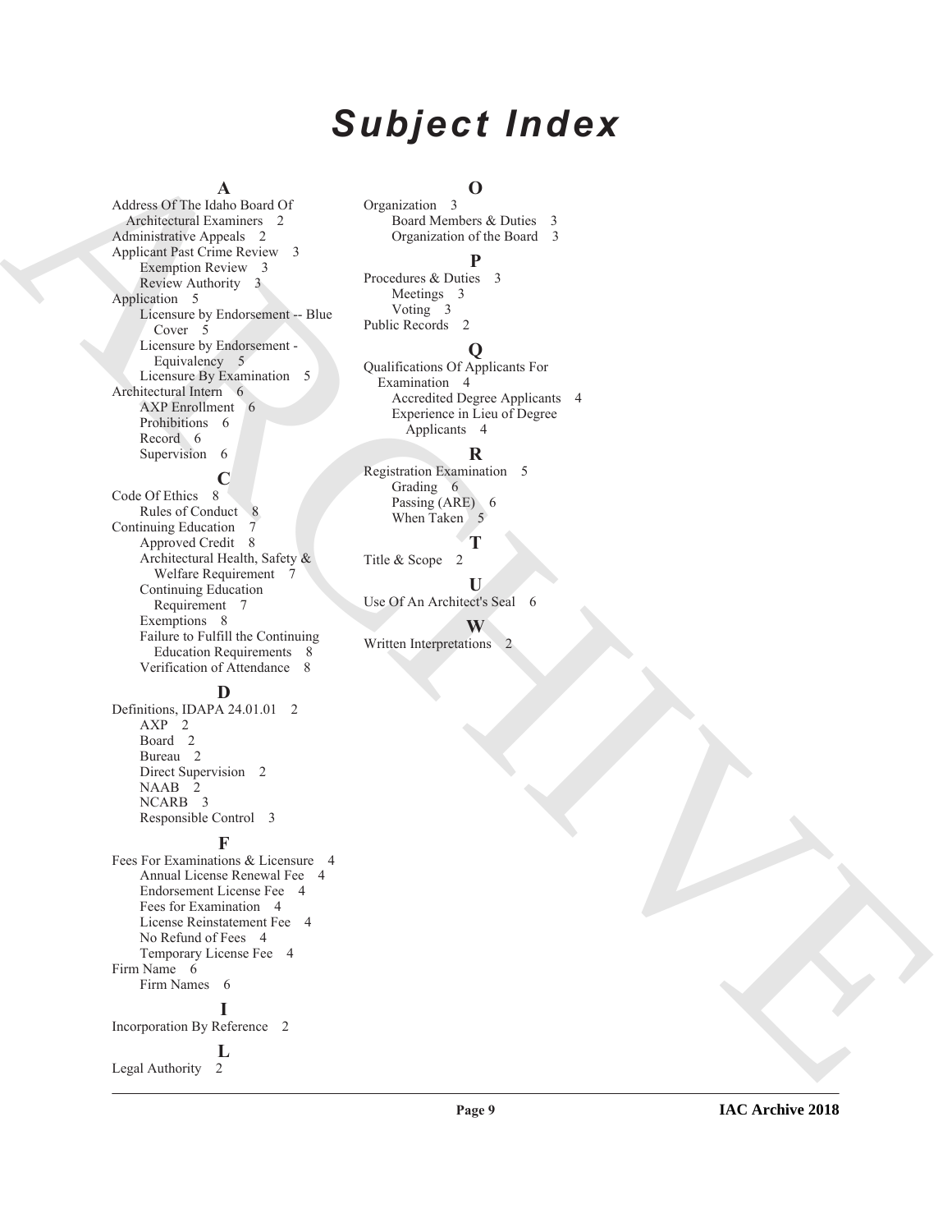# Subject Index

**A**

Address Of The Idaho Board Of Architectural Examiners 2
Administrative Appeals 2
Applicant Past Crime Review 3
- Exemption Review 3
- Review Authority 3

Application 5
- Licensure by Endorsement -- Blue Cover 5
- Licensure by Endorsement - Equivalency 5
- Licensure By Examination 5

Architectural Intern 6
- AXP Enrollment 6
- Prohibitions 6
- Record 6
- Supervision 6

**C**

Code Of Ethics 8
- Rules of Conduct 8

Continuing Education 7
- Approved Credit 8
- Architectural Health, Safety & Welfare Requirement 7
- Continuing Education Requirement 7
- Exemptions 8
- Failure to Fulfill the Continuing Education Requirements 8
- Verification of Attendance 8

**D**

Definitions, IDAPA 24.01.01 2
- AXP 2
- Board 2
- Bureau 2
- Direct Supervision 2
- NAAB 2
- NCARB 3
- Responsible Control 3

**F**

Fees For Examinations & Licensure 4
- Annual License Renewal Fee 4
- Endorsement License Fee 4
- Fees for Examination 4
- License Reinstatement Fee 4
- No Refund of Fees 4
- Temporary License Fee 4

Firm Name 6
- Firm Names 6

**I**

Incorporation By Reference 2

**L**

Legal Authority 2

**O**

Organization 3
- Board Members & Duties 3
- Organization of the Board 3

**P**

Procedures & Duties 3
- Meetings 3
- Voting 3

Public Records 2

**Q**

Qualifications Of Applicants For Examination 4
- Accredited Degree Applicants 4
- Experience in Lieu of Degree Applicants 4

**R**

Registration Examination 5
- Grading 6
- Passing (ARE) 6
- When Taken 5

**T**

Title & Scope 2

**U**

Use Of An Architect's Seal 6

**W**

Written Interpretations 2